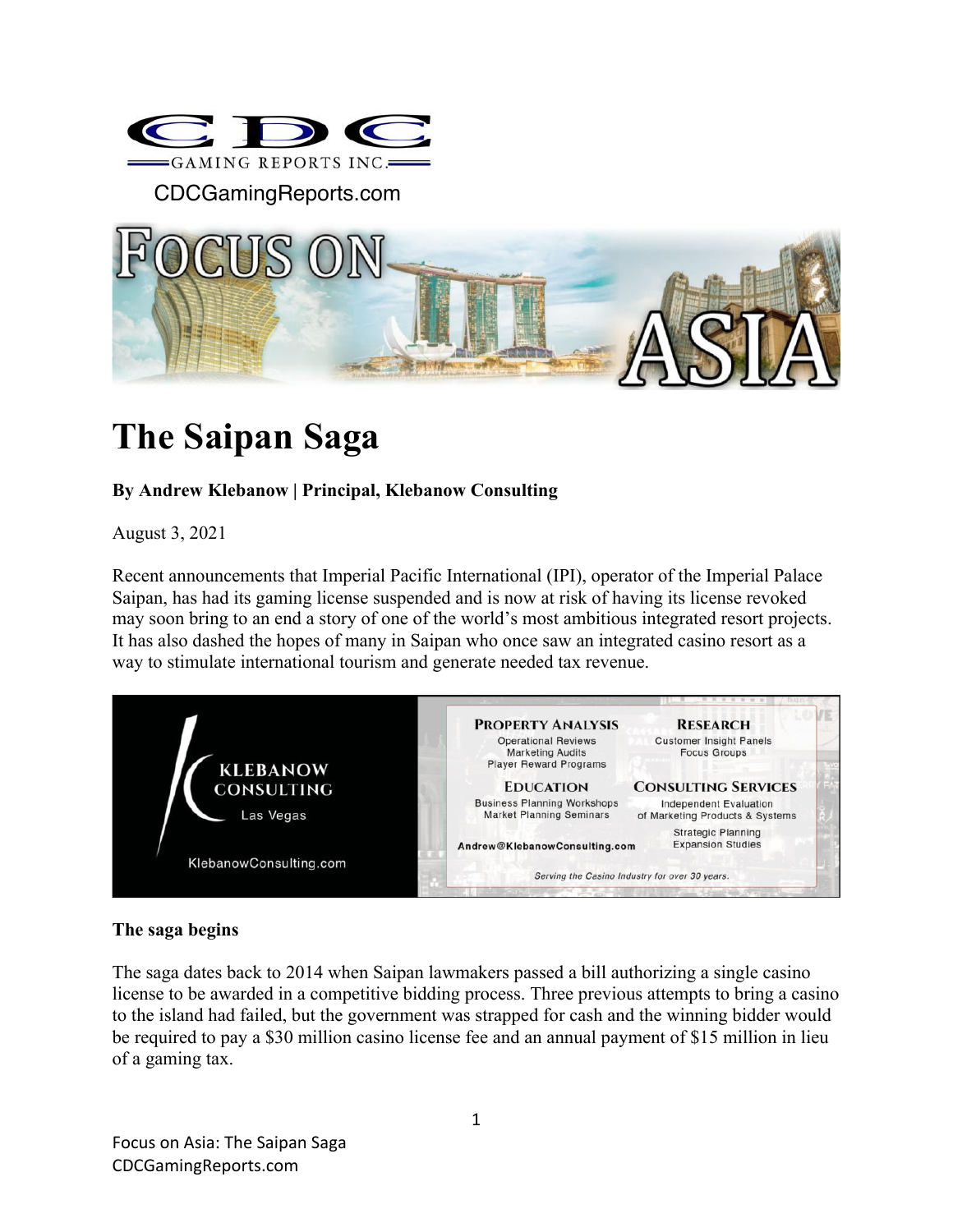CDCGamingReports.com

# The Saipan Saga

**By Andrew Klebanow | Principal, Klebanow Consulting**

August 3, 2021

Recent announcements that Imperial Pacific International (IPI), operator of the Imperial Palace Saipan, has had its gaming license suspended and is now at risk of having its license revoked may soon bring to an end a story of one of the world's most ambitious integrated resort projects. It has also dashed the hopes of many in Saipan who once saw an integrated casino resort as a way to stimulate international tourism and generate needed tax revenue.

**The saga begins**

The saga dates back to 2014 when Saipan lawmakers passed a bill authorizing a single casino license to be awarded in a competitive bidding process. Three previous attempts to bring a casino to the island had failed, but the government was strapped for cash and the winning bidder would be required to pay a $30 million casino license fee and an annual payment of $15 million in lieu of a gaming tax.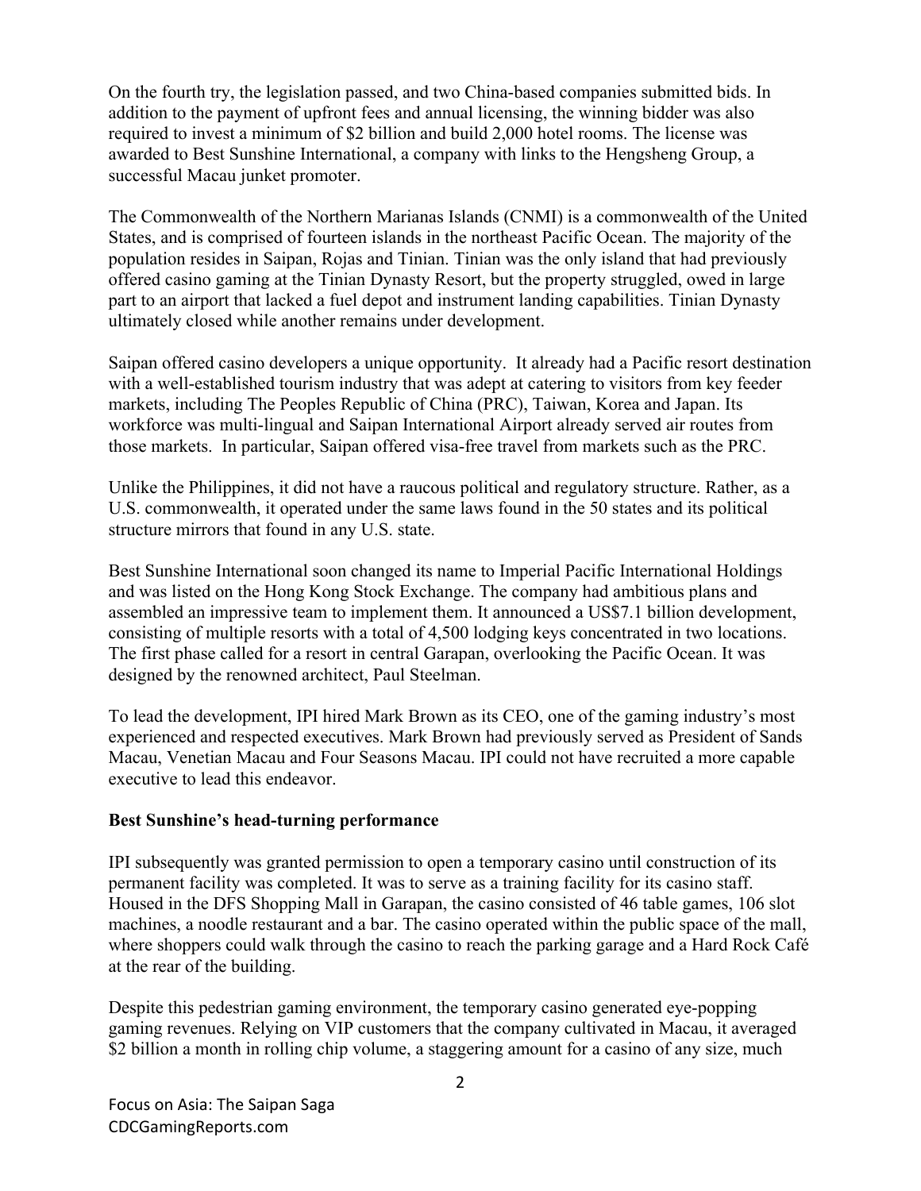On the fourth try, the legislation passed, and two China-based companies submitted bids. In addition to the payment of upfront fees and annual licensing, the winning bidder was also required to invest a minimum of $2 billion and build 2,000 hotel rooms. The license was awarded to Best Sunshine International, a company with links to the Hengsheng Group, a successful Macau junket promoter.

The Commonwealth of the Northern Marianas Islands (CNMI) is a commonwealth of the United States, and is comprised of fourteen islands in the northeast Pacific Ocean. The majority of the population resides in Saipan, Rojas and Tinian. Tinian was the only island that had previously offered casino gaming at the Tinian Dynasty Resort, but the property struggled, owed in large part to an airport that lacked a fuel depot and instrument landing capabilities. Tinian Dynasty ultimately closed while another remains under development.

Saipan offered casino developers a unique opportunity. It already had a Pacific resort destination with a well-established tourism industry that was adept at catering to visitors from key feeder markets, including The Peoples Republic of China (PRC), Taiwan, Korea and Japan. Its workforce was multi-lingual and Saipan International Airport already served air routes from those markets. In particular, Saipan offered visa-free travel from markets such as the PRC.

Unlike the Philippines, it did not have a raucous political and regulatory structure. Rather, as a U.S. commonwealth, it operated under the same laws found in the 50 states and its political structure mirrors that found in any U.S. state.

Best Sunshine International soon changed its name to Imperial Pacific International Holdings and was listed on the Hong Kong Stock Exchange. The company had ambitious plans and assembled an impressive team to implement them. It announced a US$7.1 billion development, consisting of multiple resorts with a total of 4,500 lodging keys concentrated in two locations. The first phase called for a resort in central Garapan, overlooking the Pacific Ocean. It was designed by the renowned architect, Paul Steelman.

To lead the development, IPI hired Mark Brown as its CEO, one of the gaming industry's most experienced and respected executives. Mark Brown had previously served as President of Sands Macau, Venetian Macau and Four Seasons Macau. IPI could not have recruited a more capable executive to lead this endeavor.

**Best Sunshine's head-turning performance**

IPI subsequently was granted permission to open a temporary casino until construction of its permanent facility was completed. It was to serve as a training facility for its casino staff. Housed in the DFS Shopping Mall in Garapan, the casino consisted of 46 table games, 106 slot machines, a noodle restaurant and a bar. The casino operated within the public space of the mall, where shoppers could walk through the casino to reach the parking garage and a Hard Rock Café at the rear of the building.

Despite this pedestrian gaming environment, the temporary casino generated eye-popping gaming revenues. Relying on VIP customers that the company cultivated in Macau, it averaged $2 billion a month in rolling chip volume, a staggering amount for a casino of any size, much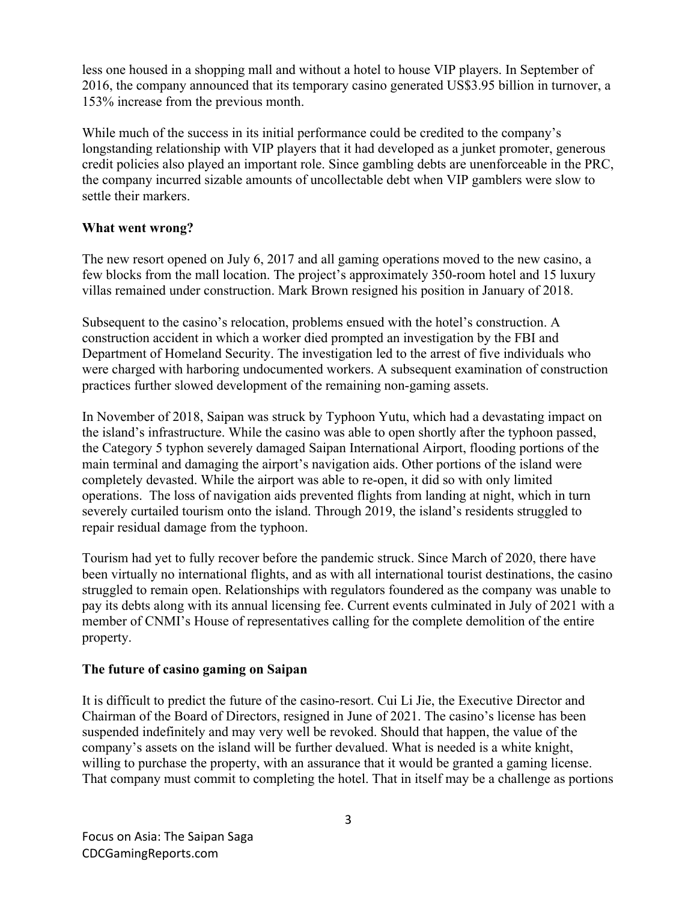less one housed in a shopping mall and without a hotel to house VIP players. In September of 2016, the company announced that its temporary casino generated US$3.95 billion in turnover, a 153% increase from the previous month.

While much of the success in its initial performance could be credited to the company's longstanding relationship with VIP players that it had developed as a junket promoter, generous credit policies also played an important role. Since gambling debts are unenforceable in the PRC, the company incurred sizable amounts of uncollectable debt when VIP gamblers were slow to settle their markers.

**What went wrong?**

The new resort opened on July 6, 2017 and all gaming operations moved to the new casino, a few blocks from the mall location. The project's approximately 350-room hotel and 15 luxury villas remained under construction. Mark Brown resigned his position in January of 2018.

Subsequent to the casino's relocation, problems ensued with the hotel's construction. A construction accident in which a worker died prompted an investigation by the FBI and Department of Homeland Security. The investigation led to the arrest of five individuals who were charged with harboring undocumented workers. A subsequent examination of construction practices further slowed development of the remaining non-gaming assets.

In November of 2018, Saipan was struck by Typhoon Yutu, which had a devastating impact on the island's infrastructure. While the casino was able to open shortly after the typhoon passed, the Category 5 typhon severely damaged Saipan International Airport, flooding portions of the main terminal and damaging the airport's navigation aids. Other portions of the island were completely devasted. While the airport was able to re-open, it did so with only limited operations. The loss of navigation aids prevented flights from landing at night, which in turn severely curtailed tourism onto the island. Through 2019, the island's residents struggled to repair residual damage from the typhoon.

Tourism had yet to fully recover before the pandemic struck. Since March of 2020, there have been virtually no international flights, and as with all international tourist destinations, the casino struggled to remain open. Relationships with regulators foundered as the company was unable to pay its debts along with its annual licensing fee. Current events culminated in July of 2021 with a member of CNMI's House of representatives calling for the complete demolition of the entire property.

**The future of casino gaming on Saipan**

It is difficult to predict the future of the casino-resort. Cui Li Jie, the Executive Director and Chairman of the Board of Directors, resigned in June of 2021. The casino's license has been suspended indefinitely and may very well be revoked. Should that happen, the value of the company's assets on the island will be further devalued. What is needed is a white knight, willing to purchase the property, with an assurance that it would be granted a gaming license. That company must commit to completing the hotel. That in itself may be a challenge as portions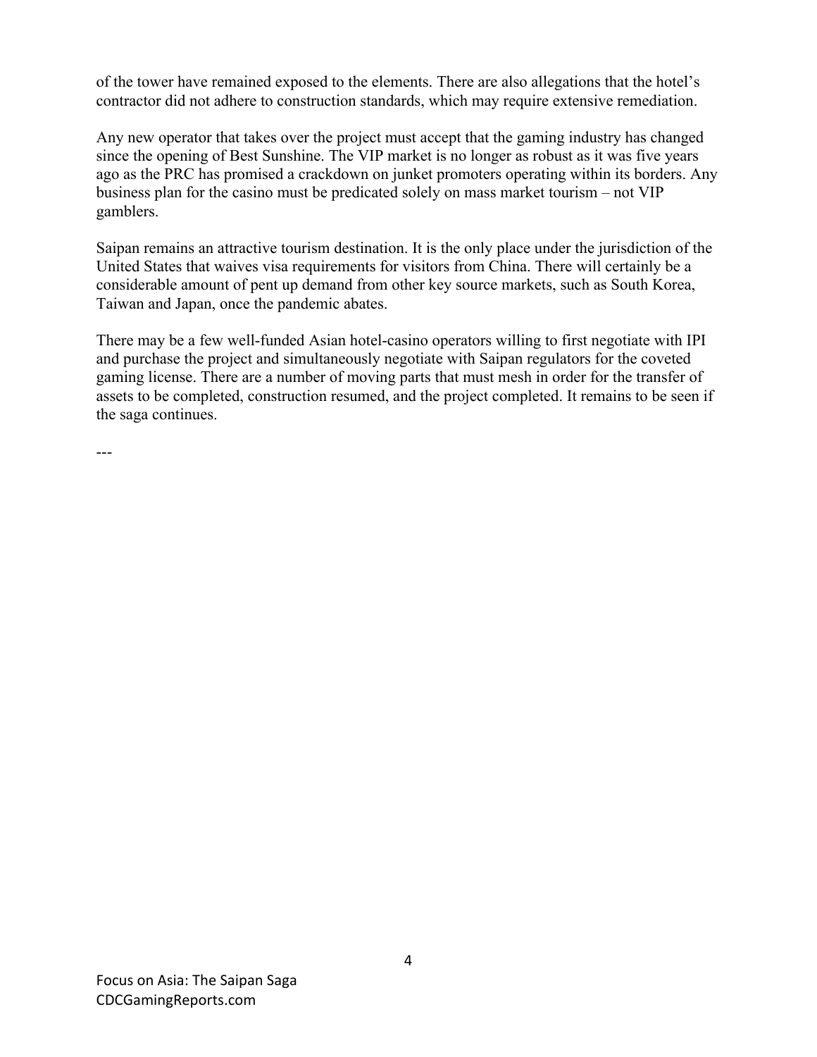of the tower have remained exposed to the elements. There are also allegations that the hotel's contractor did not adhere to construction standards, which may require extensive remediation.

Any new operator that takes over the project must accept that the gaming industry has changed since the opening of Best Sunshine. The VIP market is no longer as robust as it was five years ago as the PRC has promised a crackdown on junket promoters operating within its borders. Any business plan for the casino must be predicated solely on mass market tourism – not VIP gamblers.

Saipan remains an attractive tourism destination. It is the only place under the jurisdiction of the United States that waives visa requirements for visitors from China. There will certainly be a considerable amount of pent up demand from other key source markets, such as South Korea, Taiwan and Japan, once the pandemic abates.

There may be a few well-funded Asian hotel-casino operators willing to first negotiate with IPI and purchase the project and simultaneously negotiate with Saipan regulators for the coveted gaming license. There are a number of moving parts that must mesh in order for the transfer of assets to be completed, construction resumed, and the project completed. It remains to be seen if the saga continues.

---